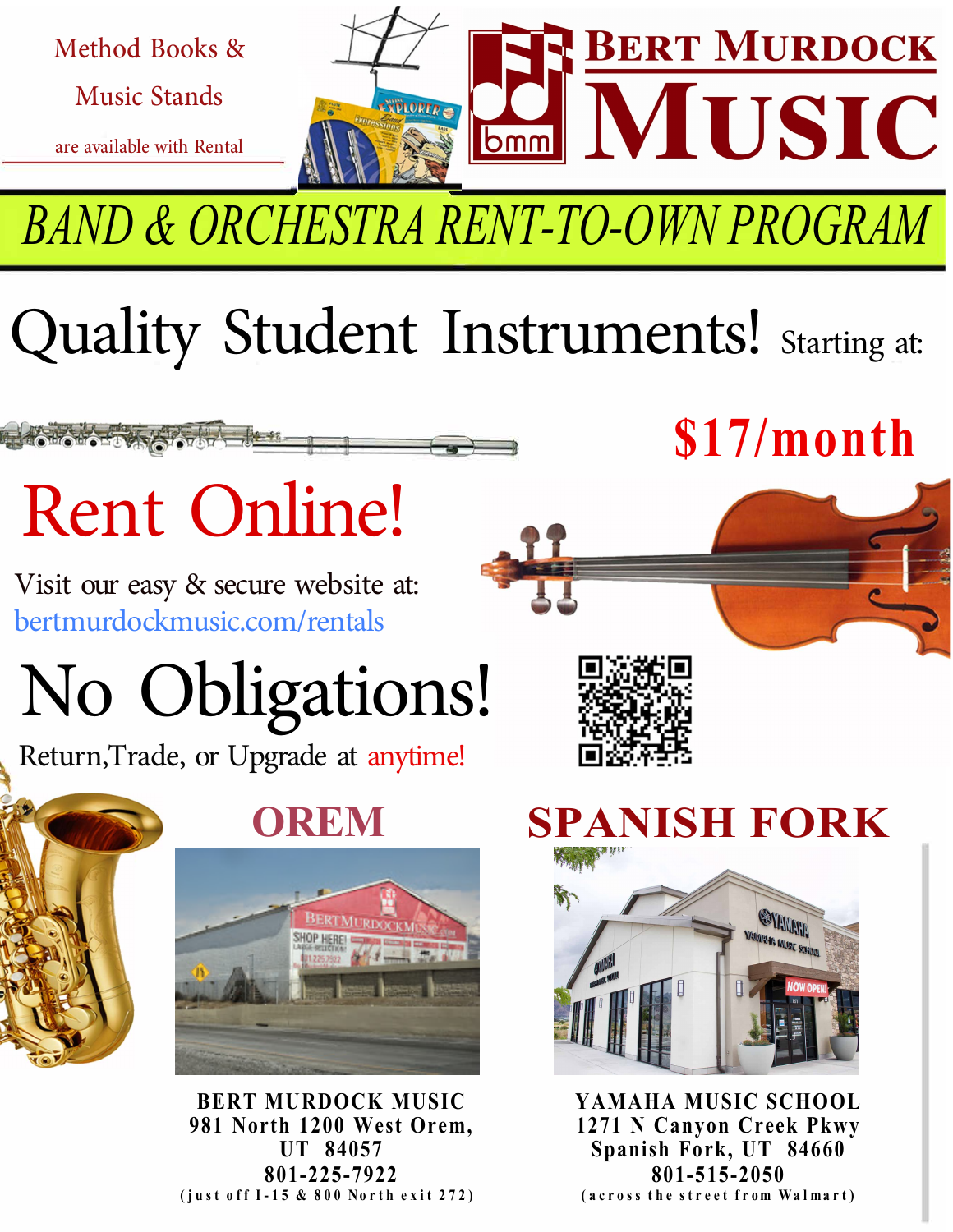Method Books & Music Stands are available with Rental

# BERT MURDOCK MUSIC

## BAND & ORCHESTRA RENT-TO-OWN PROGRAM

# Quality Student Instruments! Starting at:

## $17/month

# Rent Online!

Visit our easy & secure website at:
bertmurdockmusic.com/rentals

# No Obligations!

Return,Trade, or Upgrade at anytime!

## OREM

**BERT MURDOCK MUSIC**
981 North 1200 West Orem, UT 84057
801-225-7922
(just off I-15 & 800 North exit 272)

## SPANISH FORK

**YAMAHA MUSIC SCHOOL**
1271 N Canyon Creek Pkwy
Spanish Fork, UT 84660
801-515-2050
(across the street from Walmart)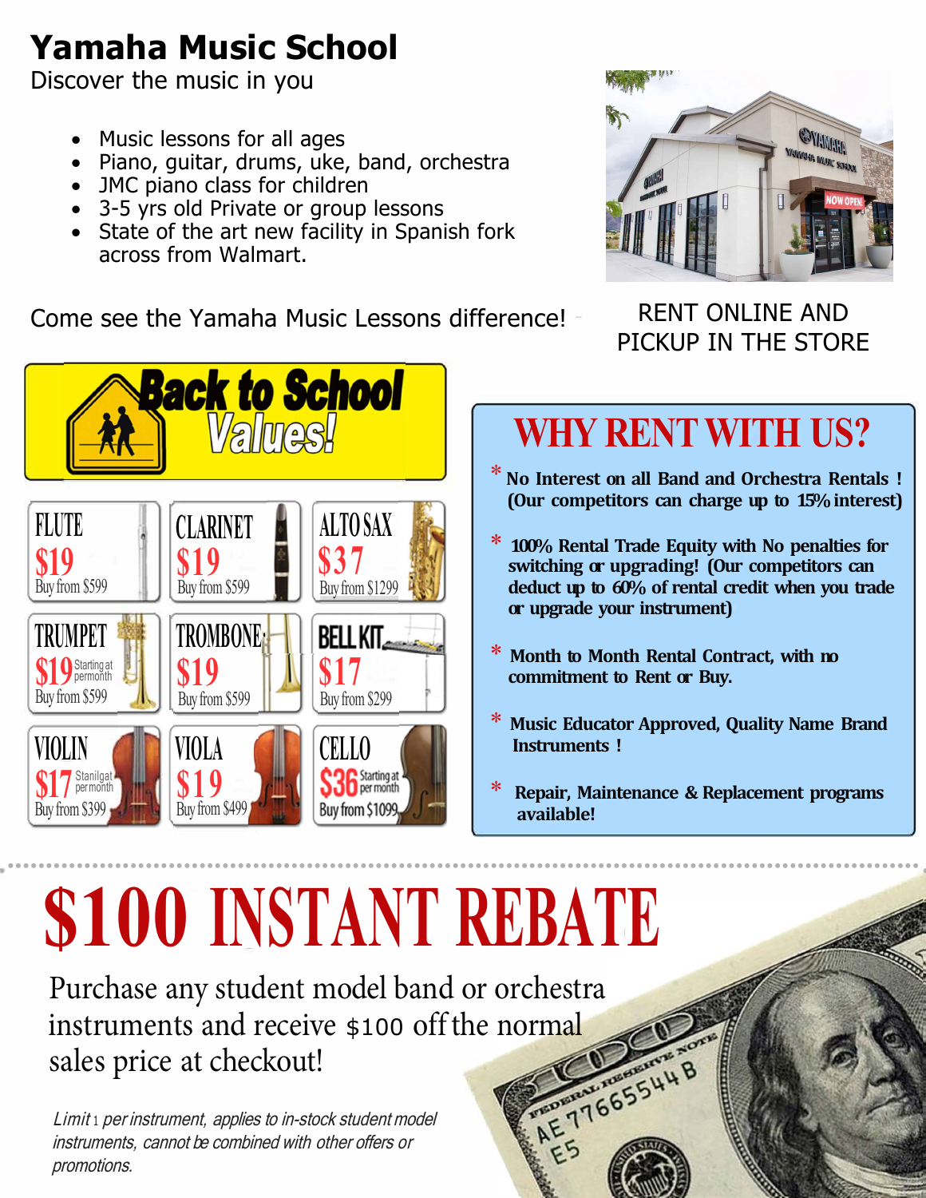# Yamaha Music School

Discover the music in you

- Music lessons for all ages
- Piano, guitar, drums, uke, band, orchestra
- JMC piano class for children
- 3-5 yrs old Private or group lessons
- State of the art new facility in Spanish fork across from Walmart.

Come see the Yamaha Music Lessons difference!

RENT ONLINE AND PICKUP IN THE STORE

## Back to School Values!

| | | |
|---|---|---|
| FLUTE $19 Buy from $599 | CLARINET $19 Buy from $599 | ALTO SAX $37 Buy from $1299 |
| TRUMPET $19 Starting at per month Buy from $599 | TROMBONE $19 Buy from $599 | BELL KIT $17 Buy from $299 |
| VIOLIN $17 Starting at per month Buy from $399 | VIOLA $19 Buy from $499 | CELLO $36 Starting at per month Buy from $1099 |

## WHY RENT WITH US?

* **No Interest on all Band and Orchestra Rentals ! (Our competitors can charge up to 15% interest)**
* **100% Rental Trade Equity with No penalties for switching or upgrading! (Our competitors can deduct up to 60% of rental credit when you trade or upgrade your instrument)**
* **Month to Month Rental Contract, with no commitment to Rent or Buy.**
* **Music Educator Approved, Quality Name Brand Instruments !**
* **Repair, Maintenance & Replacement programs available!**

# $100 INSTANT REBATE

Purchase any student model band or orchestra instruments and receive $100 off the normal sales price at checkout!

*Limit 1 per instrument, applies to in-stock student model instruments, cannot be combined with other offers or promotions.*